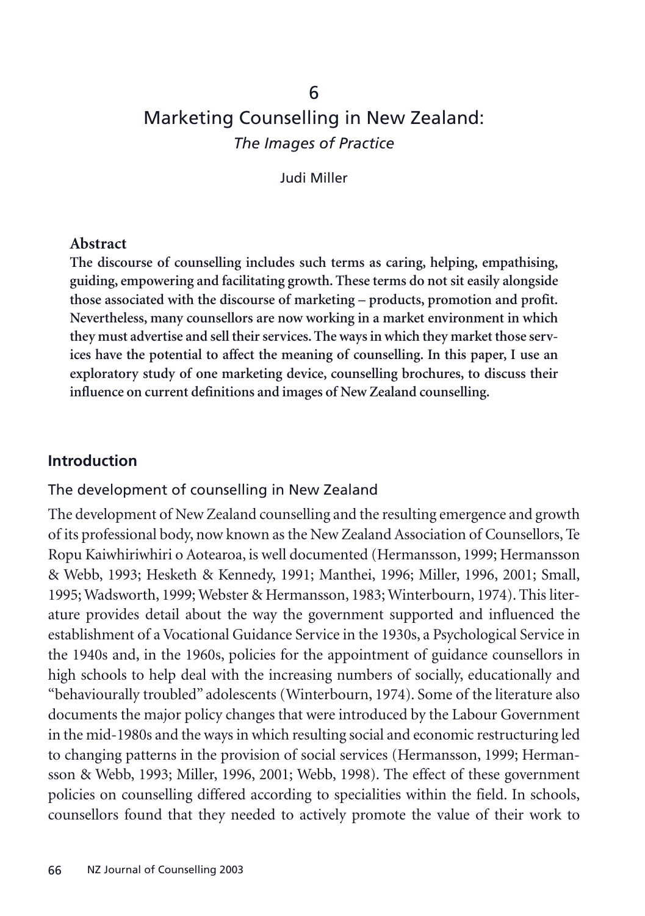# 6
# Marketing Counselling in New Zealand: *The Images of Practice*

Judi Miller

**Abstract**

**The discourse of counselling includes such terms as caring, helping, empathising, guiding, empowering and facilitating growth. These terms do not sit easily alongside those associated with the discourse of marketing – products, promotion and profit. Nevertheless, many counsellors are now working in a market environment in which they must advertise and sell their services. The ways in which they market those services have the potential to affect the meaning of counselling. In this paper, I use an exploratory study of one marketing device, counselling brochures, to discuss their influence on current definitions and images of New Zealand counselling.**

## Introduction

### The development of counselling in New Zealand

The development of New Zealand counselling and the resulting emergence and growth of its professional body, now known as the New Zealand Association of Counsellors, Te Ropu Kaiwhiriwhiri o Aotearoa, is well documented (Hermansson, 1999; Hermansson & Webb, 1993; Hesketh & Kennedy, 1991; Manthei, 1996; Miller, 1996, 2001; Small, 1995; Wadsworth, 1999; Webster & Hermansson, 1983; Winterbourn, 1974). This literature provides detail about the way the government supported and influenced the establishment of a Vocational Guidance Service in the 1930s, a Psychological Service in the 1940s and, in the 1960s, policies for the appointment of guidance counsellors in high schools to help deal with the increasing numbers of socially, educationally and "behaviourally troubled" adolescents (Winterbourn, 1974). Some of the literature also documents the major policy changes that were introduced by the Labour Government in the mid-1980s and the ways in which resulting social and economic restructuring led to changing patterns in the provision of social services (Hermansson, 1999; Hermansson & Webb, 1993; Miller, 1996, 2001; Webb, 1998). The effect of these government policies on counselling differed according to specialities within the field. In schools, counsellors found that they needed to actively promote the value of their work to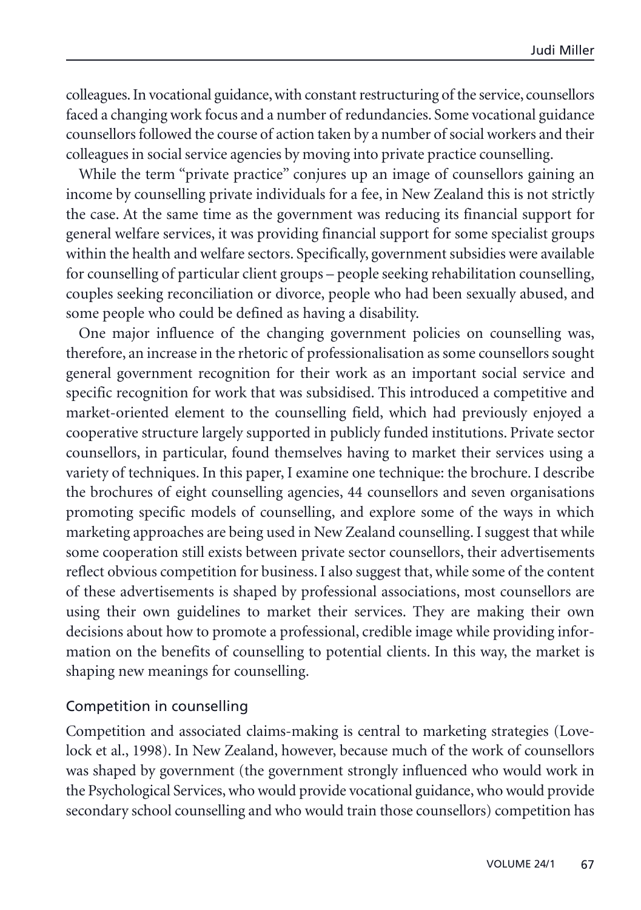colleagues. In vocational guidance, with constant restructuring of the service, counsellors faced a changing work focus and a number of redundancies. Some vocational guidance counsellors followed the course of action taken by a number of social workers and their colleagues in social service agencies by moving into private practice counselling.

While the term "private practice" conjures up an image of counsellors gaining an income by counselling private individuals for a fee, in New Zealand this is not strictly the case. At the same time as the government was reducing its financial support for general welfare services, it was providing financial support for some specialist groups within the health and welfare sectors. Specifically, government subsidies were available for counselling of particular client groups – people seeking rehabilitation counselling, couples seeking reconciliation or divorce, people who had been sexually abused, and some people who could be defined as having a disability.

One major influence of the changing government policies on counselling was, therefore, an increase in the rhetoric of professionalisation as some counsellors sought general government recognition for their work as an important social service and specific recognition for work that was subsidised. This introduced a competitive and market-oriented element to the counselling field, which had previously enjoyed a cooperative structure largely supported in publicly funded institutions. Private sector counsellors, in particular, found themselves having to market their services using a variety of techniques. In this paper, I examine one technique: the brochure. I describe the brochures of eight counselling agencies, 44 counsellors and seven organisations promoting specific models of counselling, and explore some of the ways in which marketing approaches are being used in New Zealand counselling. I suggest that while some cooperation still exists between private sector counsellors, their advertisements reflect obvious competition for business. I also suggest that, while some of the content of these advertisements is shaped by professional associations, most counsellors are using their own guidelines to market their services. They are making their own decisions about how to promote a professional, credible image while providing information on the benefits of counselling to potential clients. In this way, the market is shaping new meanings for counselling.

## Competition in counselling

Competition and associated claims-making is central to marketing strategies (Lovelock et al., 1998). In New Zealand, however, because much of the work of counsellors was shaped by government (the government strongly influenced who would work in the Psychological Services, who would provide vocational guidance, who would provide secondary school counselling and who would train those counsellors) competition has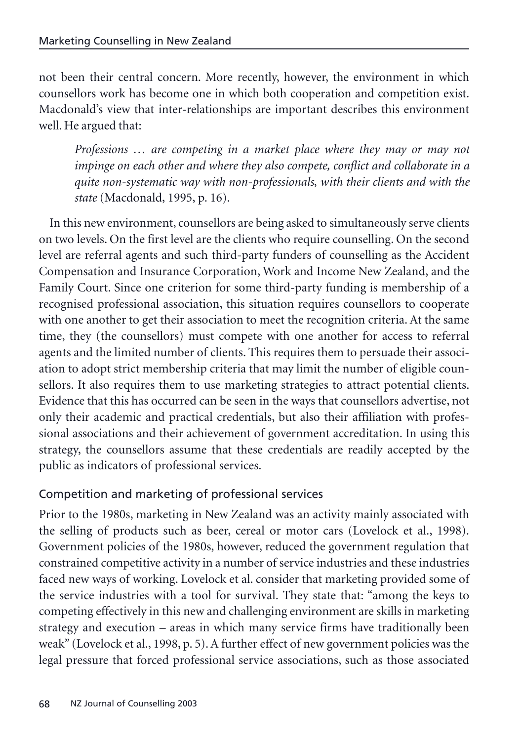not been their central concern. More recently, however, the environment in which counsellors work has become one in which both cooperation and competition exist. Macdonald's view that inter-relationships are important describes this environment well. He argued that:

> *Professions … are competing in a market place where they may or may not impinge on each other and where they also compete, conflict and collaborate in a quite non-systematic way with non-professionals, with their clients and with the state* (Macdonald, 1995, p. 16).

In this new environment, counsellors are being asked to simultaneously serve clients on two levels. On the first level are the clients who require counselling. On the second level are referral agents and such third-party funders of counselling as the Accident Compensation and Insurance Corporation, Work and Income New Zealand, and the Family Court. Since one criterion for some third-party funding is membership of a recognised professional association, this situation requires counsellors to cooperate with one another to get their association to meet the recognition criteria. At the same time, they (the counsellors) must compete with one another for access to referral agents and the limited number of clients. This requires them to persuade their association to adopt strict membership criteria that may limit the number of eligible counsellors. It also requires them to use marketing strategies to attract potential clients. Evidence that this has occurred can be seen in the ways that counsellors advertise, not only their academic and practical credentials, but also their affiliation with professional associations and their achievement of government accreditation. In using this strategy, the counsellors assume that these credentials are readily accepted by the public as indicators of professional services.

## Competition and marketing of professional services

Prior to the 1980s, marketing in New Zealand was an activity mainly associated with the selling of products such as beer, cereal or motor cars (Lovelock et al., 1998). Government policies of the 1980s, however, reduced the government regulation that constrained competitive activity in a number of service industries and these industries faced new ways of working. Lovelock et al. consider that marketing provided some of the service industries with a tool for survival. They state that: "among the keys to competing effectively in this new and challenging environment are skills in marketing strategy and execution – areas in which many service firms have traditionally been weak" (Lovelock et al., 1998, p. 5). A further effect of new government policies was the legal pressure that forced professional service associations, such as those associated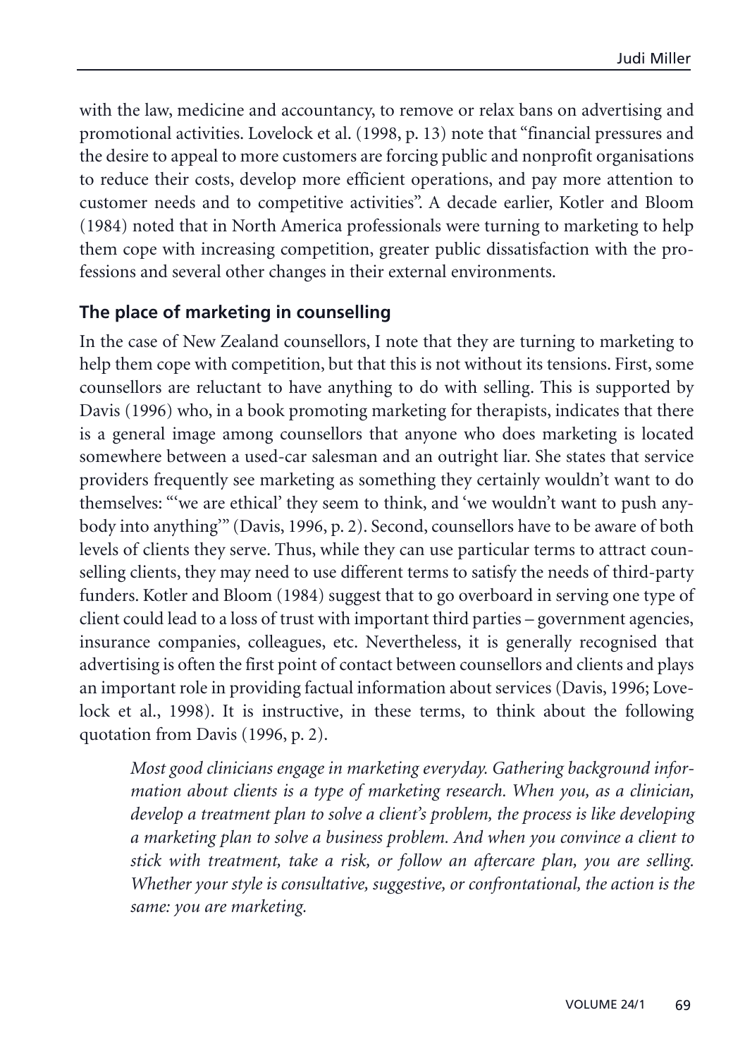with the law, medicine and accountancy, to remove or relax bans on advertising and promotional activities. Lovelock et al. (1998, p. 13) note that "financial pressures and the desire to appeal to more customers are forcing public and nonprofit organisations to reduce their costs, develop more efficient operations, and pay more attention to customer needs and to competitive activities". A decade earlier, Kotler and Bloom (1984) noted that in North America professionals were turning to marketing to help them cope with increasing competition, greater public dissatisfaction with the professions and several other changes in their external environments.

### The place of marketing in counselling

In the case of New Zealand counsellors, I note that they are turning to marketing to help them cope with competition, but that this is not without its tensions. First, some counsellors are reluctant to have anything to do with selling. This is supported by Davis (1996) who, in a book promoting marketing for therapists, indicates that there is a general image among counsellors that anyone who does marketing is located somewhere between a used-car salesman and an outright liar. She states that service providers frequently see marketing as something they certainly wouldn't want to do themselves: "'we are ethical' they seem to think, and 'we wouldn't want to push anybody into anything'" (Davis, 1996, p. 2). Second, counsellors have to be aware of both levels of clients they serve. Thus, while they can use particular terms to attract counselling clients, they may need to use different terms to satisfy the needs of third-party funders. Kotler and Bloom (1984) suggest that to go overboard in serving one type of client could lead to a loss of trust with important third parties – government agencies, insurance companies, colleagues, etc. Nevertheless, it is generally recognised that advertising is often the first point of contact between counsellors and clients and plays an important role in providing factual information about services (Davis, 1996; Lovelock et al., 1998). It is instructive, in these terms, to think about the following quotation from Davis (1996, p. 2).

> *Most good clinicians engage in marketing everyday. Gathering background information about clients is a type of marketing research. When you, as a clinician, develop a treatment plan to solve a client's problem, the process is like developing a marketing plan to solve a business problem. And when you convince a client to stick with treatment, take a risk, or follow an aftercare plan, you are selling. Whether your style is consultative, suggestive, or confrontational, the action is the same: you are marketing.*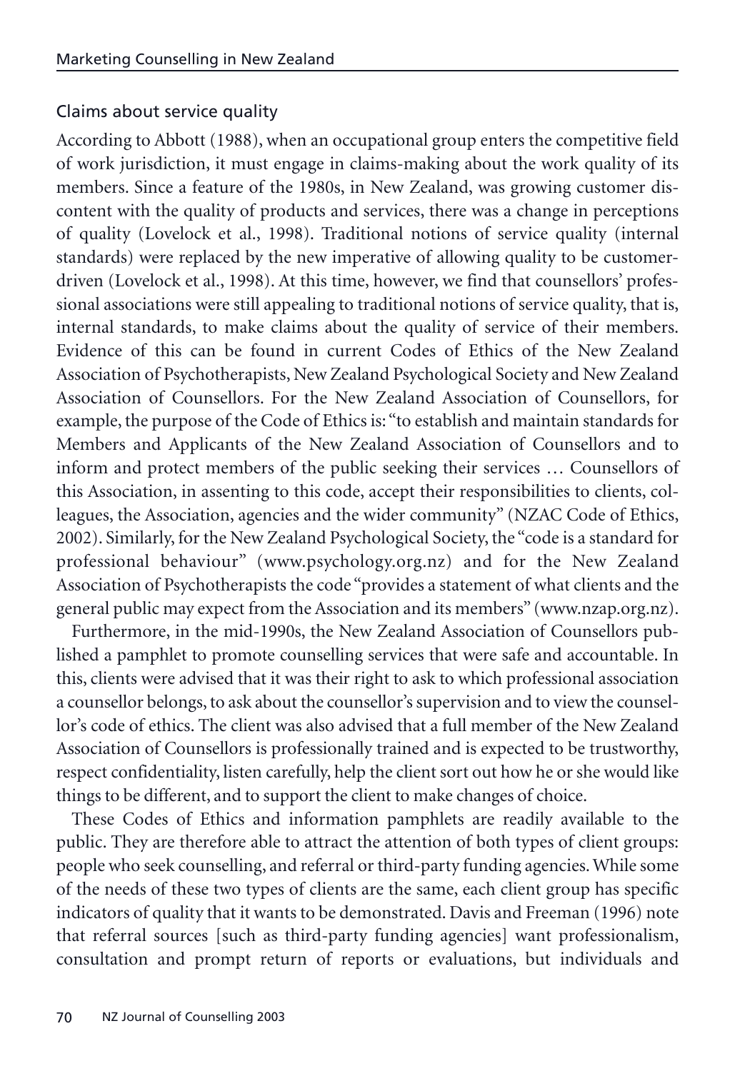## Claims about service quality

According to Abbott (1988), when an occupational group enters the competitive field of work jurisdiction, it must engage in claims-making about the work quality of its members. Since a feature of the 1980s, in New Zealand, was growing customer discontent with the quality of products and services, there was a change in perceptions of quality (Lovelock et al., 1998). Traditional notions of service quality (internal standards) were replaced by the new imperative of allowing quality to be customer-driven (Lovelock et al., 1998). At this time, however, we find that counsellors' professional associations were still appealing to traditional notions of service quality, that is, internal standards, to make claims about the quality of service of their members. Evidence of this can be found in current Codes of Ethics of the New Zealand Association of Psychotherapists, New Zealand Psychological Society and New Zealand Association of Counsellors. For the New Zealand Association of Counsellors, for example, the purpose of the Code of Ethics is: "to establish and maintain standards for Members and Applicants of the New Zealand Association of Counsellors and to inform and protect members of the public seeking their services … Counsellors of this Association, in assenting to this code, accept their responsibilities to clients, colleagues, the Association, agencies and the wider community" (NZAC Code of Ethics, 2002). Similarly, for the New Zealand Psychological Society, the "code is a standard for professional behaviour" (www.psychology.org.nz) and for the New Zealand Association of Psychotherapists the code "provides a statement of what clients and the general public may expect from the Association and its members" (www.nzap.org.nz).

Furthermore, in the mid-1990s, the New Zealand Association of Counsellors published a pamphlet to promote counselling services that were safe and accountable. In this, clients were advised that it was their right to ask to which professional association a counsellor belongs, to ask about the counsellor's supervision and to view the counsellor's code of ethics. The client was also advised that a full member of the New Zealand Association of Counsellors is professionally trained and is expected to be trustworthy, respect confidentiality, listen carefully, help the client sort out how he or she would like things to be different, and to support the client to make changes of choice.

These Codes of Ethics and information pamphlets are readily available to the public. They are therefore able to attract the attention of both types of client groups: people who seek counselling, and referral or third-party funding agencies. While some of the needs of these two types of clients are the same, each client group has specific indicators of quality that it wants to be demonstrated. Davis and Freeman (1996) note that referral sources [such as third-party funding agencies] want professionalism, consultation and prompt return of reports or evaluations, but individuals and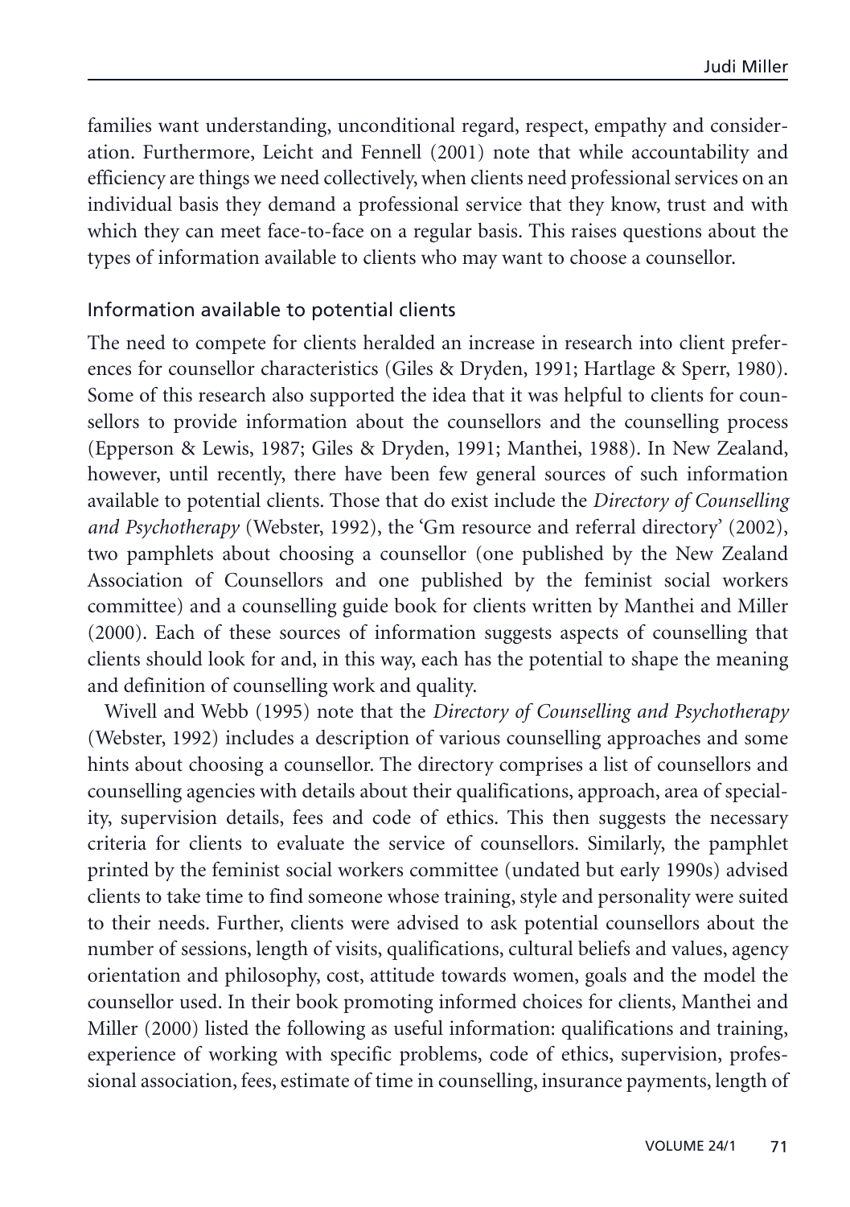families want understanding, unconditional regard, respect, empathy and consideration. Furthermore, Leicht and Fennell (2001) note that while accountability and efficiency are things we need collectively, when clients need professional services on an individual basis they demand a professional service that they know, trust and with which they can meet face-to-face on a regular basis. This raises questions about the types of information available to clients who may want to choose a counsellor.

## Information available to potential clients

The need to compete for clients heralded an increase in research into client preferences for counsellor characteristics (Giles & Dryden, 1991; Hartlage & Sperr, 1980). Some of this research also supported the idea that it was helpful to clients for counsellors to provide information about the counsellors and the counselling process (Epperson & Lewis, 1987; Giles & Dryden, 1991; Manthei, 1988). In New Zealand, however, until recently, there have been few general sources of such information available to potential clients. Those that do exist include the *Directory of Counselling and Psychotherapy* (Webster, 1992), the 'Gm resource and referral directory' (2002), two pamphlets about choosing a counsellor (one published by the New Zealand Association of Counsellors and one published by the feminist social workers committee) and a counselling guide book for clients written by Manthei and Miller (2000). Each of these sources of information suggests aspects of counselling that clients should look for and, in this way, each has the potential to shape the meaning and definition of counselling work and quality.

Wivell and Webb (1995) note that the *Directory of Counselling and Psychotherapy* (Webster, 1992) includes a description of various counselling approaches and some hints about choosing a counsellor. The directory comprises a list of counsellors and counselling agencies with details about their qualifications, approach, area of speciality, supervision details, fees and code of ethics. This then suggests the necessary criteria for clients to evaluate the service of counsellors. Similarly, the pamphlet printed by the feminist social workers committee (undated but early 1990s) advised clients to take time to find someone whose training, style and personality were suited to their needs. Further, clients were advised to ask potential counsellors about the number of sessions, length of visits, qualifications, cultural beliefs and values, agency orientation and philosophy, cost, attitude towards women, goals and the model the counsellor used. In their book promoting informed choices for clients, Manthei and Miller (2000) listed the following as useful information: qualifications and training, experience of working with specific problems, code of ethics, supervision, professional association, fees, estimate of time in counselling, insurance payments, length of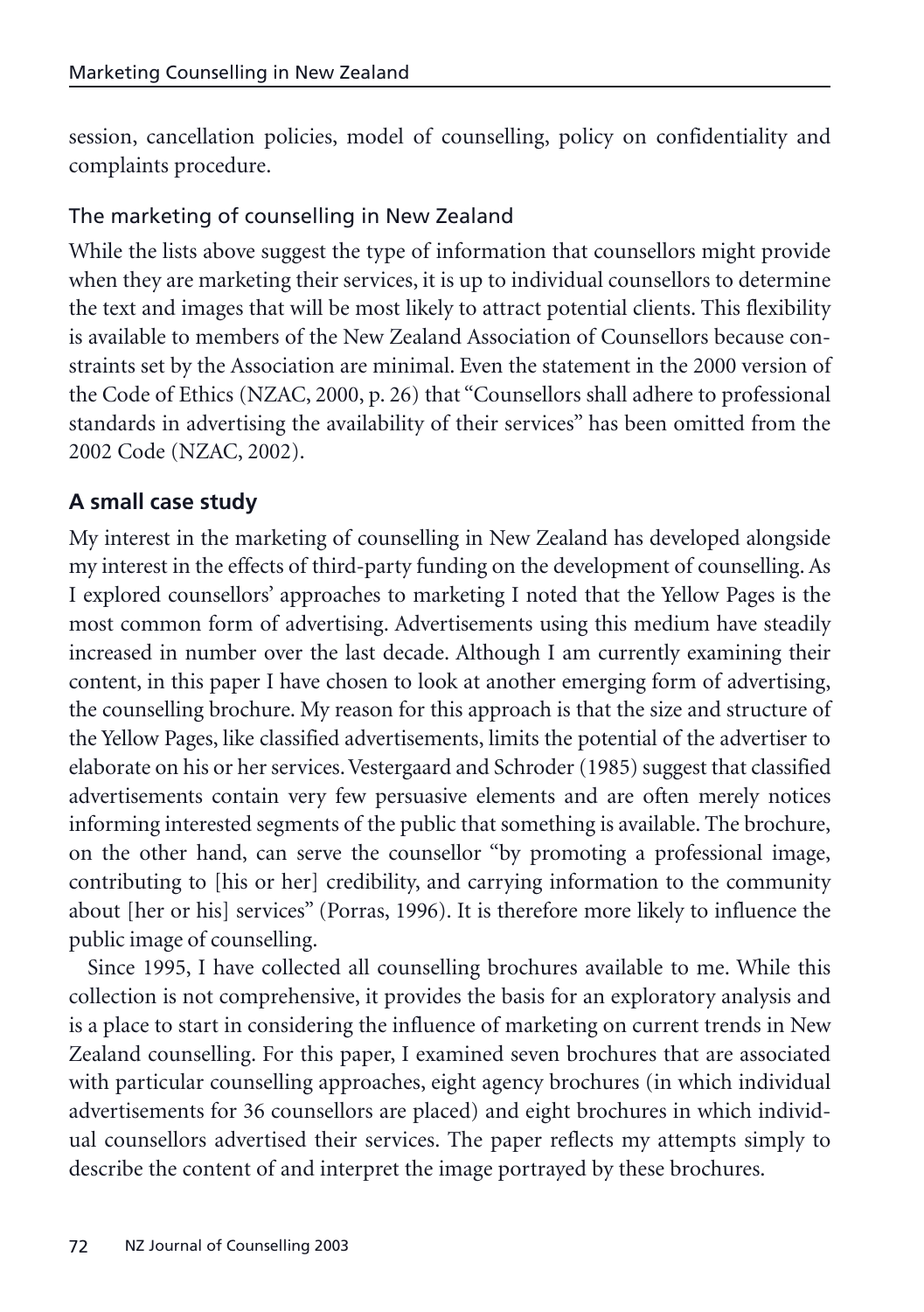session, cancellation policies, model of counselling, policy on confidentiality and complaints procedure.

### The marketing of counselling in New Zealand

While the lists above suggest the type of information that counsellors might provide when they are marketing their services, it is up to individual counsellors to determine the text and images that will be most likely to attract potential clients. This flexibility is available to members of the New Zealand Association of Counsellors because constraints set by the Association are minimal. Even the statement in the 2000 version of the Code of Ethics (NZAC, 2000, p. 26) that "Counsellors shall adhere to professional standards in advertising the availability of their services" has been omitted from the 2002 Code (NZAC, 2002).

## A small case study

My interest in the marketing of counselling in New Zealand has developed alongside my interest in the effects of third-party funding on the development of counselling. As I explored counsellors' approaches to marketing I noted that the Yellow Pages is the most common form of advertising. Advertisements using this medium have steadily increased in number over the last decade. Although I am currently examining their content, in this paper I have chosen to look at another emerging form of advertising, the counselling brochure. My reason for this approach is that the size and structure of the Yellow Pages, like classified advertisements, limits the potential of the advertiser to elaborate on his or her services. Vestergaard and Schroder (1985) suggest that classified advertisements contain very few persuasive elements and are often merely notices informing interested segments of the public that something is available. The brochure, on the other hand, can serve the counsellor "by promoting a professional image, contributing to [his or her] credibility, and carrying information to the community about [her or his] services" (Porras, 1996). It is therefore more likely to influence the public image of counselling.

Since 1995, I have collected all counselling brochures available to me. While this collection is not comprehensive, it provides the basis for an exploratory analysis and is a place to start in considering the influence of marketing on current trends in New Zealand counselling. For this paper, I examined seven brochures that are associated with particular counselling approaches, eight agency brochures (in which individual advertisements for 36 counsellors are placed) and eight brochures in which individual counsellors advertised their services. The paper reflects my attempts simply to describe the content of and interpret the image portrayed by these brochures.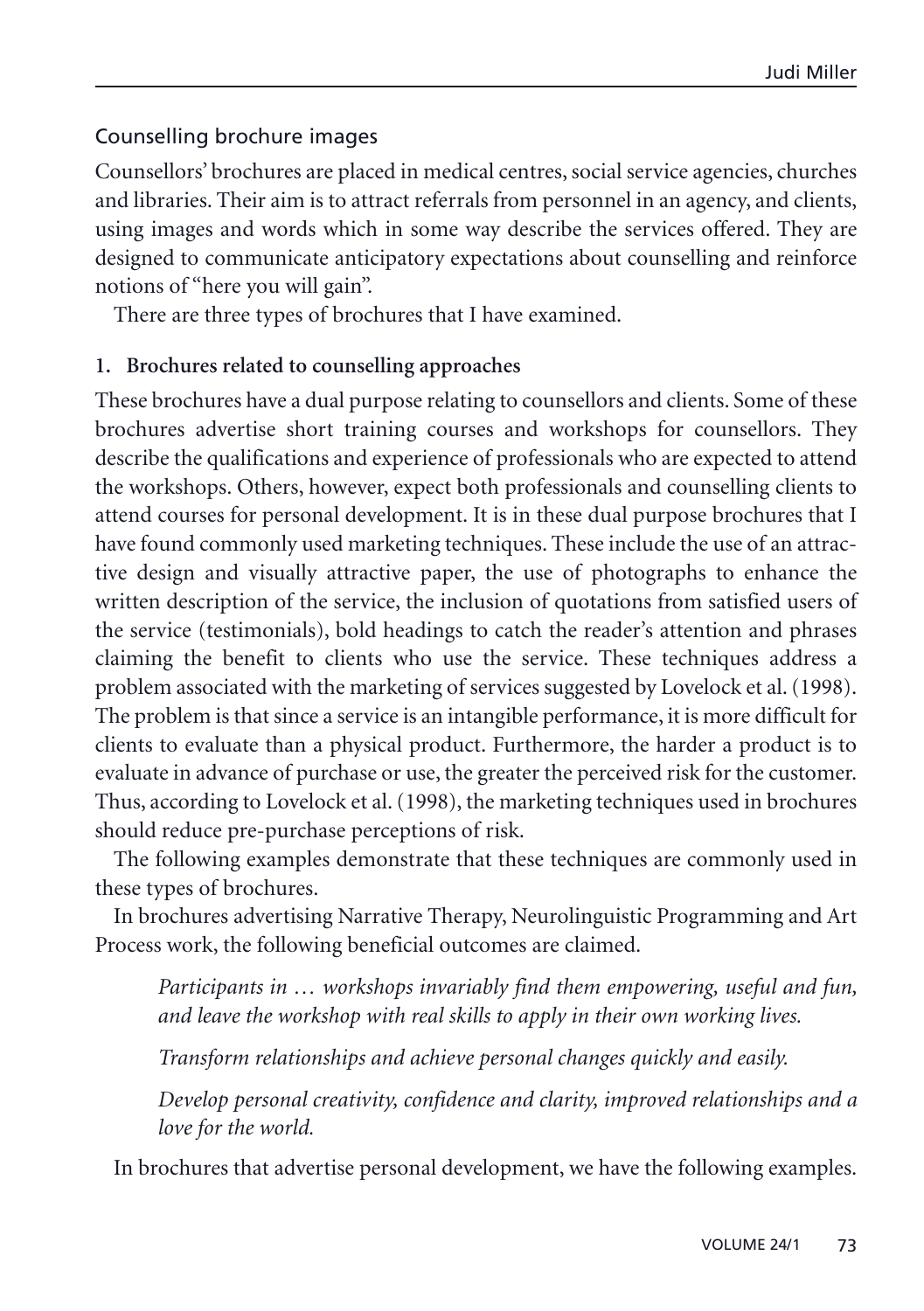## Counselling brochure images

Counsellors' brochures are placed in medical centres, social service agencies, churches and libraries. Their aim is to attract referrals from personnel in an agency, and clients, using images and words which in some way describe the services offered. They are designed to communicate anticipatory expectations about counselling and reinforce notions of "here you will gain".

There are three types of brochures that I have examined.

### 1. Brochures related to counselling approaches

These brochures have a dual purpose relating to counsellors and clients. Some of these brochures advertise short training courses and workshops for counsellors. They describe the qualifications and experience of professionals who are expected to attend the workshops. Others, however, expect both professionals and counselling clients to attend courses for personal development. It is in these dual purpose brochures that I have found commonly used marketing techniques. These include the use of an attractive design and visually attractive paper, the use of photographs to enhance the written description of the service, the inclusion of quotations from satisfied users of the service (testimonials), bold headings to catch the reader's attention and phrases claiming the benefit to clients who use the service. These techniques address a problem associated with the marketing of services suggested by Lovelock et al. (1998). The problem is that since a service is an intangible performance, it is more difficult for clients to evaluate than a physical product. Furthermore, the harder a product is to evaluate in advance of purchase or use, the greater the perceived risk for the customer. Thus, according to Lovelock et al. (1998), the marketing techniques used in brochures should reduce pre-purchase perceptions of risk.

The following examples demonstrate that these techniques are commonly used in these types of brochures.

In brochures advertising Narrative Therapy, Neurolinguistic Programming and Art Process work, the following beneficial outcomes are claimed.

> *Participants in … workshops invariably find them empowering, useful and fun, and leave the workshop with real skills to apply in their own working lives.*
>
> *Transform relationships and achieve personal changes quickly and easily.*
>
> *Develop personal creativity, confidence and clarity, improved relationships and a love for the world.*

In brochures that advertise personal development, we have the following examples.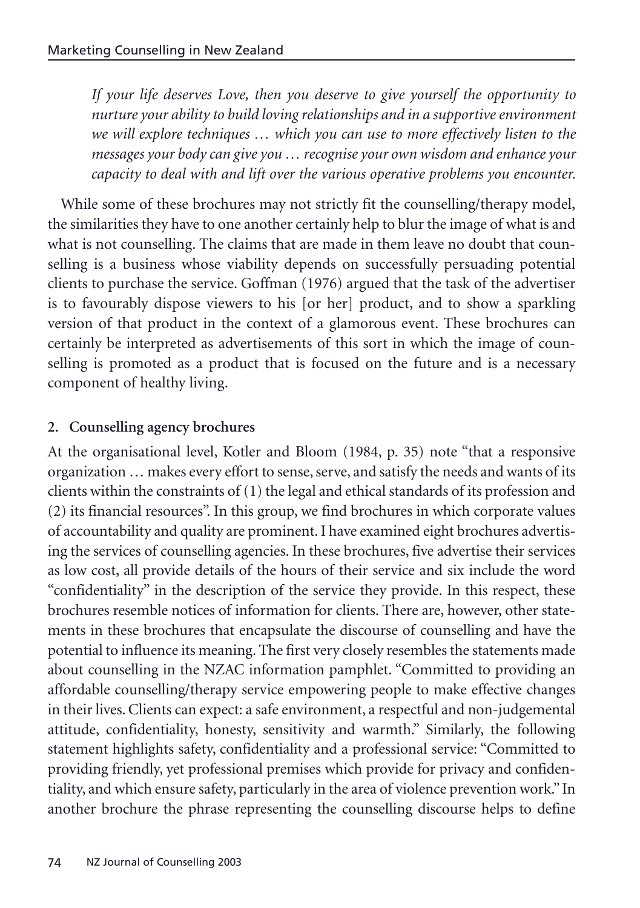*If your life deserves Love, then you deserve to give yourself the opportunity to nurture your ability to build loving relationships and in a supportive environment we will explore techniques … which you can use to more effectively listen to the messages your body can give you … recognise your own wisdom and enhance your capacity to deal with and lift over the various operative problems you encounter.*

While some of these brochures may not strictly fit the counselling/therapy model, the similarities they have to one another certainly help to blur the image of what is and what is not counselling. The claims that are made in them leave no doubt that counselling is a business whose viability depends on successfully persuading potential clients to purchase the service. Goffman (1976) argued that the task of the advertiser is to favourably dispose viewers to his [or her] product, and to show a sparkling version of that product in the context of a glamorous event. These brochures can certainly be interpreted as advertisements of this sort in which the image of counselling is promoted as a product that is focused on the future and is a necessary component of healthy living.

**2. Counselling agency brochures**

At the organisational level, Kotler and Bloom (1984, p. 35) note "that a responsive organization … makes every effort to sense, serve, and satisfy the needs and wants of its clients within the constraints of (1) the legal and ethical standards of its profession and (2) its financial resources". In this group, we find brochures in which corporate values of accountability and quality are prominent. I have examined eight brochures advertising the services of counselling agencies. In these brochures, five advertise their services as low cost, all provide details of the hours of their service and six include the word "confidentiality" in the description of the service they provide. In this respect, these brochures resemble notices of information for clients. There are, however, other statements in these brochures that encapsulate the discourse of counselling and have the potential to influence its meaning. The first very closely resembles the statements made about counselling in the NZAC information pamphlet. "Committed to providing an affordable counselling/therapy service empowering people to make effective changes in their lives. Clients can expect: a safe environment, a respectful and non-judgemental attitude, confidentiality, honesty, sensitivity and warmth." Similarly, the following statement highlights safety, confidentiality and a professional service: "Committed to providing friendly, yet professional premises which provide for privacy and confidentiality, and which ensure safety, particularly in the area of violence prevention work." In another brochure the phrase representing the counselling discourse helps to define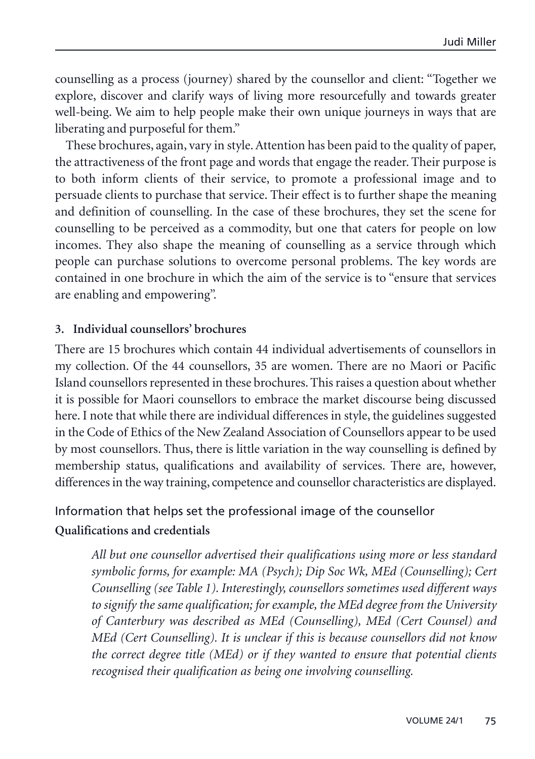counselling as a process (journey) shared by the counsellor and client: "Together we explore, discover and clarify ways of living more resourcefully and towards greater well-being. We aim to help people make their own unique journeys in ways that are liberating and purposeful for them."

These brochures, again, vary in style. Attention has been paid to the quality of paper, the attractiveness of the front page and words that engage the reader. Their purpose is to both inform clients of their service, to promote a professional image and to persuade clients to purchase that service. Their effect is to further shape the meaning and definition of counselling. In the case of these brochures, they set the scene for counselling to be perceived as a commodity, but one that caters for people on low incomes. They also shape the meaning of counselling as a service through which people can purchase solutions to overcome personal problems. The key words are contained in one brochure in which the aim of the service is to "ensure that services are enabling and empowering".

### 3. Individual counsellors' brochures

There are 15 brochures which contain 44 individual advertisements of counsellors in my collection. Of the 44 counsellors, 35 are women. There are no Maori or Pacific Island counsellors represented in these brochures. This raises a question about whether it is possible for Maori counsellors to embrace the market discourse being discussed here. I note that while there are individual differences in style, the guidelines suggested in the Code of Ethics of the New Zealand Association of Counsellors appear to be used by most counsellors. Thus, there is little variation in the way counselling is defined by membership status, qualifications and availability of services. There are, however, differences in the way training, competence and counsellor characteristics are displayed.

## Information that helps set the professional image of the counsellor

**Qualifications and credentials**

> *All but one counsellor advertised their qualifications using more or less standard symbolic forms, for example: MA (Psych); Dip Soc Wk, MEd (Counselling); Cert Counselling (see Table 1). Interestingly, counsellors sometimes used different ways to signify the same qualification; for example, the MEd degree from the University of Canterbury was described as MEd (Counselling), MEd (Cert Counsel) and MEd (Cert Counselling). It is unclear if this is because counsellors did not know the correct degree title (MEd) or if they wanted to ensure that potential clients recognised their qualification as being one involving counselling.*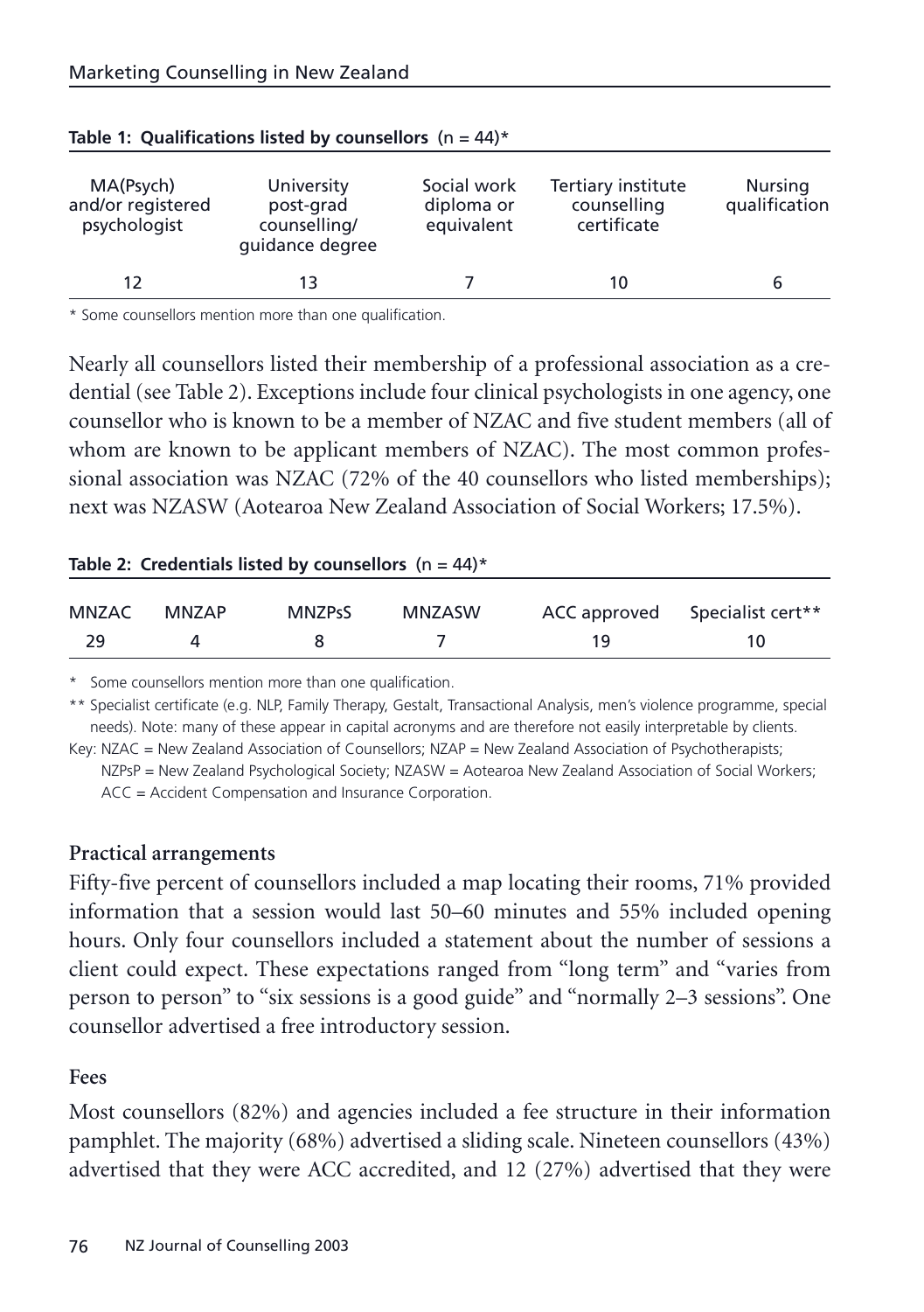**Table 1: Qualifications listed by counsellors (n = 44)***

| MA(Psych) and/or registered psychologist | University post-grad counselling/ guidance degree | Social work diploma or equivalent | Tertiary institute counselling certificate | Nursing qualification |
|---|---|---|---|---|
| 12 | 13 | 7 | 10 | 6 |

\* Some counsellors mention more than one qualification.

Nearly all counsellors listed their membership of a professional association as a credential (see Table 2). Exceptions include four clinical psychologists in one agency, one counsellor who is known to be a member of NZAC and five student members (all of whom are known to be applicant members of NZAC). The most common professional association was NZAC (72% of the 40 counsellors who listed memberships); next was NZASW (Aotearoa New Zealand Association of Social Workers; 17.5%).

**Table 2: Credentials listed by counsellors (n = 44)***

| MNZAC | MNZAP | MNZPsS | MNZASW | ACC approved | Specialist cert** |
|---|---|---|---|---|---|
| 29 | 4 | 8 | 7 | 19 | 10 |

\* Some counsellors mention more than one qualification.

\** Specialist certificate (e.g. NLP, Family Therapy, Gestalt, Transactional Analysis, men's violence programme, special needs). Note: many of these appear in capital acronyms and are therefore not easily interpretable by clients.

Key: NZAC = New Zealand Association of Counsellors; NZAP = New Zealand Association of Psychotherapists; NZPsP = New Zealand Psychological Society; NZASW = Aotearoa New Zealand Association of Social Workers; ACC = Accident Compensation and Insurance Corporation.

**Practical arrangements**

Fifty-five percent of counsellors included a map locating their rooms, 71% provided information that a session would last 50–60 minutes and 55% included opening hours. Only four counsellors included a statement about the number of sessions a client could expect. These expectations ranged from "long term" and "varies from person to person" to "six sessions is a good guide" and "normally 2–3 sessions". One counsellor advertised a free introductory session.

**Fees**

Most counsellors (82%) and agencies included a fee structure in their information pamphlet. The majority (68%) advertised a sliding scale. Nineteen counsellors (43%) advertised that they were ACC accredited, and 12 (27%) advertised that they were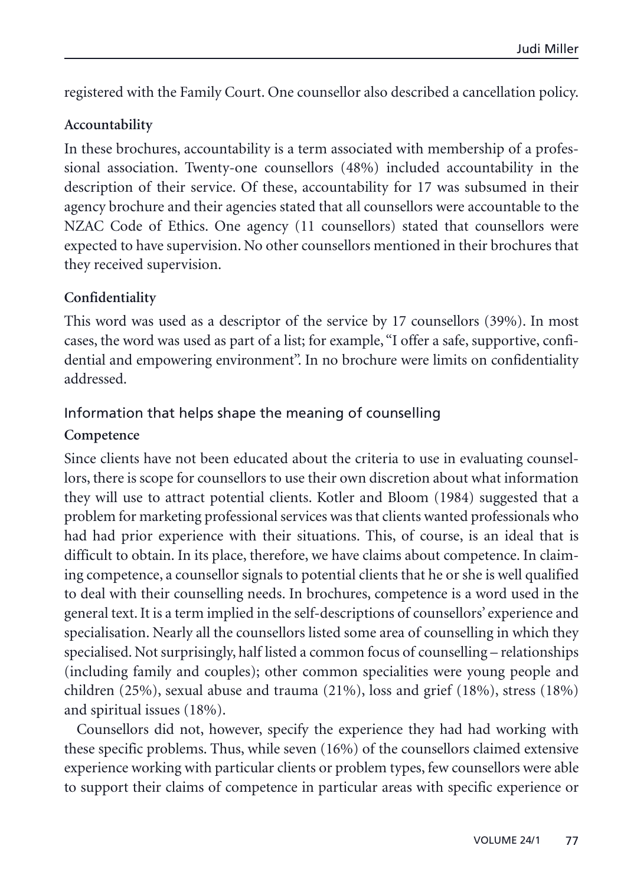registered with the Family Court. One counsellor also described a cancellation policy.

**Accountability**

In these brochures, accountability is a term associated with membership of a professional association. Twenty-one counsellors (48%) included accountability in the description of their service. Of these, accountability for 17 was subsumed in their agency brochure and their agencies stated that all counsellors were accountable to the NZAC Code of Ethics. One agency (11 counsellors) stated that counsellors were expected to have supervision. No other counsellors mentioned in their brochures that they received supervision.

**Confidentiality**

This word was used as a descriptor of the service by 17 counsellors (39%). In most cases, the word was used as part of a list; for example, "I offer a safe, supportive, confidential and empowering environment". In no brochure were limits on confidentiality addressed.

### Information that helps shape the meaning of counselling

**Competence**

Since clients have not been educated about the criteria to use in evaluating counsellors, there is scope for counsellors to use their own discretion about what information they will use to attract potential clients. Kotler and Bloom (1984) suggested that a problem for marketing professional services was that clients wanted professionals who had had prior experience with their situations. This, of course, is an ideal that is difficult to obtain. In its place, therefore, we have claims about competence. In claiming competence, a counsellor signals to potential clients that he or she is well qualified to deal with their counselling needs. In brochures, competence is a word used in the general text. It is a term implied in the self-descriptions of counsellors' experience and specialisation. Nearly all the counsellors listed some area of counselling in which they specialised. Not surprisingly, half listed a common focus of counselling – relationships (including family and couples); other common specialities were young people and children (25%), sexual abuse and trauma (21%), loss and grief (18%), stress (18%) and spiritual issues (18%).

Counsellors did not, however, specify the experience they had had working with these specific problems. Thus, while seven (16%) of the counsellors claimed extensive experience working with particular clients or problem types, few counsellors were able to support their claims of competence in particular areas with specific experience or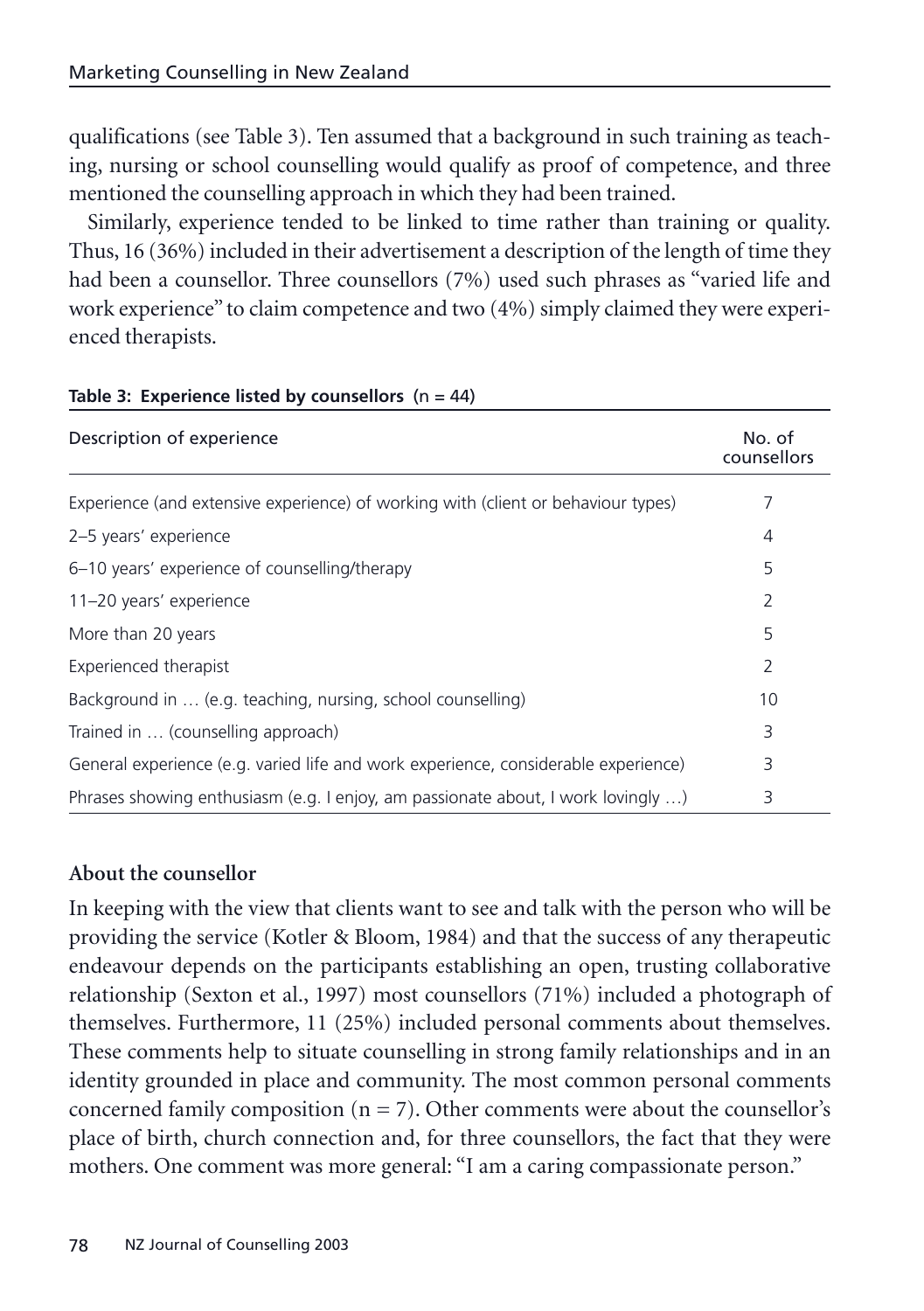qualifications (see Table 3). Ten assumed that a background in such training as teaching, nursing or school counselling would qualify as proof of competence, and three mentioned the counselling approach in which they had been trained.

Similarly, experience tended to be linked to time rather than training or quality. Thus, 16 (36%) included in their advertisement a description of the length of time they had been a counsellor. Three counsellors (7%) used such phrases as "varied life and work experience" to claim competence and two (4%) simply claimed they were experienced therapists.

**Table 3: Experience listed by counsellors** (n = 44)

| Description of experience | No. of counsellors |
|---|---|
| Experience (and extensive experience) of working with (client or behaviour types) | 7 |
| 2–5 years' experience | 4 |
| 6–10 years' experience of counselling/therapy | 5 |
| 11–20 years' experience | 2 |
| More than 20 years | 5 |
| Experienced therapist | 2 |
| Background in … (e.g. teaching, nursing, school counselling) | 10 |
| Trained in … (counselling approach) | 3 |
| General experience (e.g. varied life and work experience, considerable experience) | 3 |
| Phrases showing enthusiasm (e.g. I enjoy, am passionate about, I work lovingly …) | 3 |

**About the counsellor**

In keeping with the view that clients want to see and talk with the person who will be providing the service (Kotler & Bloom, 1984) and that the success of any therapeutic endeavour depends on the participants establishing an open, trusting collaborative relationship (Sexton et al., 1997) most counsellors (71%) included a photograph of themselves. Furthermore, 11 (25%) included personal comments about themselves. These comments help to situate counselling in strong family relationships and in an identity grounded in place and community. The most common personal comments concerned family composition (n = 7). Other comments were about the counsellor's place of birth, church connection and, for three counsellors, the fact that they were mothers. One comment was more general: "I am a caring compassionate person."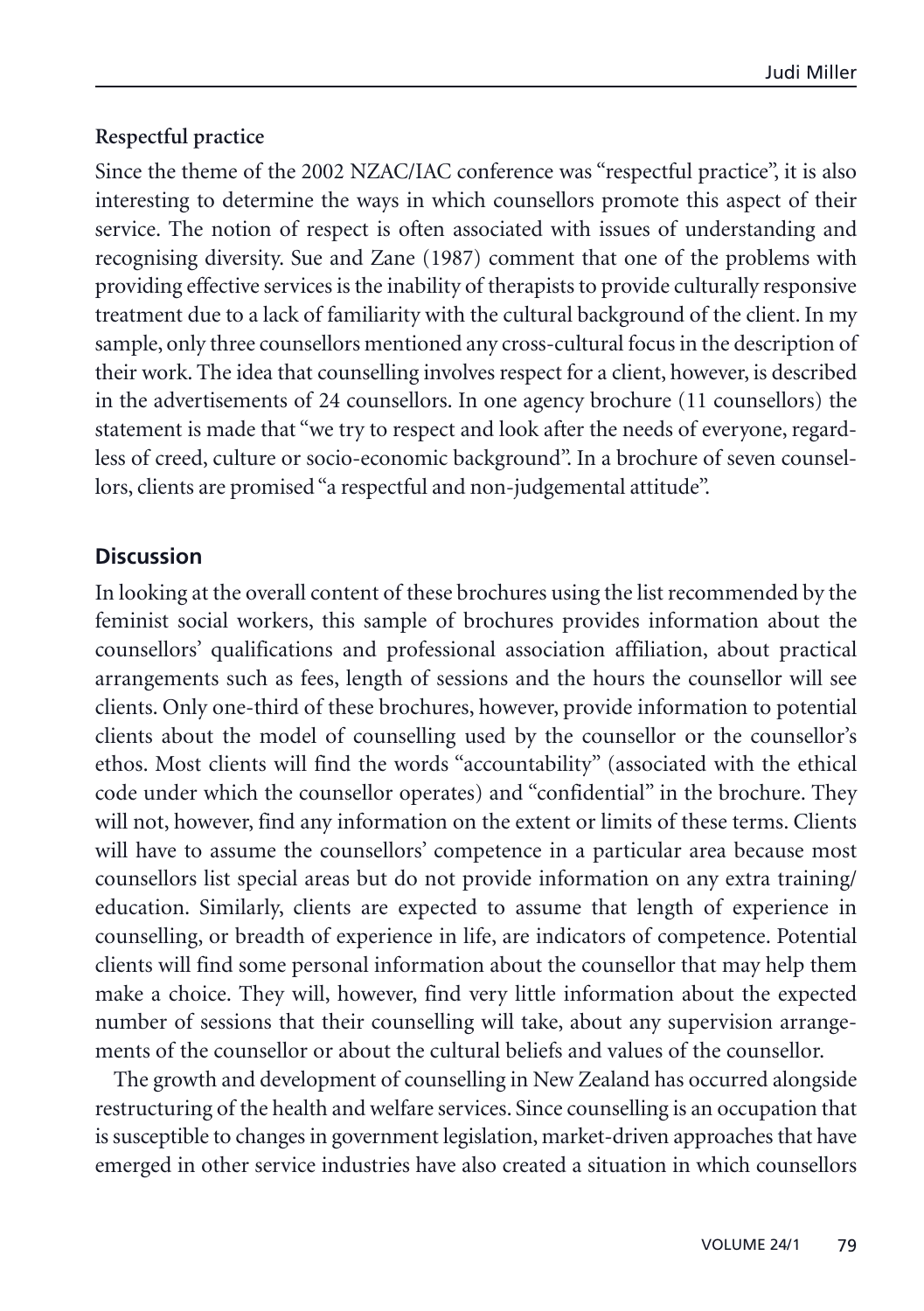**Respectful practice**

Since the theme of the 2002 NZAC/IAC conference was "respectful practice", it is also interesting to determine the ways in which counsellors promote this aspect of their service. The notion of respect is often associated with issues of understanding and recognising diversity. Sue and Zane (1987) comment that one of the problems with providing effective services is the inability of therapists to provide culturally responsive treatment due to a lack of familiarity with the cultural background of the client. In my sample, only three counsellors mentioned any cross-cultural focus in the description of their work. The idea that counselling involves respect for a client, however, is described in the advertisements of 24 counsellors. In one agency brochure (11 counsellors) the statement is made that "we try to respect and look after the needs of everyone, regardless of creed, culture or socio-economic background". In a brochure of seven counsellors, clients are promised "a respectful and non-judgemental attitude".

## Discussion

In looking at the overall content of these brochures using the list recommended by the feminist social workers, this sample of brochures provides information about the counsellors' qualifications and professional association affiliation, about practical arrangements such as fees, length of sessions and the hours the counsellor will see clients. Only one-third of these brochures, however, provide information to potential clients about the model of counselling used by the counsellor or the counsellor's ethos. Most clients will find the words "accountability" (associated with the ethical code under which the counsellor operates) and "confidential" in the brochure. They will not, however, find any information on the extent or limits of these terms. Clients will have to assume the counsellors' competence in a particular area because most counsellors list special areas but do not provide information on any extra training/education. Similarly, clients are expected to assume that length of experience in counselling, or breadth of experience in life, are indicators of competence. Potential clients will find some personal information about the counsellor that may help them make a choice. They will, however, find very little information about the expected number of sessions that their counselling will take, about any supervision arrangements of the counsellor or about the cultural beliefs and values of the counsellor.

The growth and development of counselling in New Zealand has occurred alongside restructuring of the health and welfare services. Since counselling is an occupation that is susceptible to changes in government legislation, market-driven approaches that have emerged in other service industries have also created a situation in which counsellors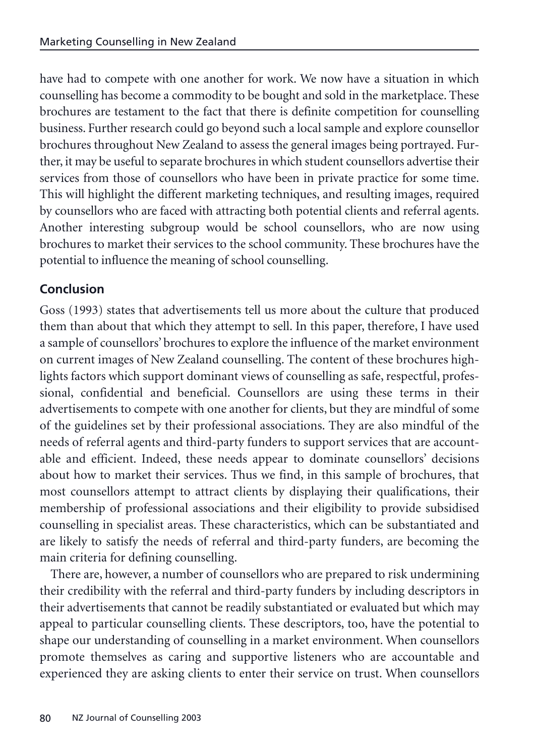have had to compete with one another for work. We now have a situation in which counselling has become a commodity to be bought and sold in the marketplace. These brochures are testament to the fact that there is definite competition for counselling business. Further research could go beyond such a local sample and explore counsellor brochures throughout New Zealand to assess the general images being portrayed. Further, it may be useful to separate brochures in which student counsellors advertise their services from those of counsellors who have been in private practice for some time. This will highlight the different marketing techniques, and resulting images, required by counsellors who are faced with attracting both potential clients and referral agents. Another interesting subgroup would be school counsellors, who are now using brochures to market their services to the school community. These brochures have the potential to influence the meaning of school counselling.

## Conclusion

Goss (1993) states that advertisements tell us more about the culture that produced them than about that which they attempt to sell. In this paper, therefore, I have used a sample of counsellors' brochures to explore the influence of the market environment on current images of New Zealand counselling. The content of these brochures highlights factors which support dominant views of counselling as safe, respectful, professional, confidential and beneficial. Counsellors are using these terms in their advertisements to compete with one another for clients, but they are mindful of some of the guidelines set by their professional associations. They are also mindful of the needs of referral agents and third-party funders to support services that are accountable and efficient. Indeed, these needs appear to dominate counsellors' decisions about how to market their services. Thus we find, in this sample of brochures, that most counsellors attempt to attract clients by displaying their qualifications, their membership of professional associations and their eligibility to provide subsidised counselling in specialist areas. These characteristics, which can be substantiated and are likely to satisfy the needs of referral and third-party funders, are becoming the main criteria for defining counselling.

There are, however, a number of counsellors who are prepared to risk undermining their credibility with the referral and third-party funders by including descriptors in their advertisements that cannot be readily substantiated or evaluated but which may appeal to particular counselling clients. These descriptors, too, have the potential to shape our understanding of counselling in a market environment. When counsellors promote themselves as caring and supportive listeners who are accountable and experienced they are asking clients to enter their service on trust. When counsellors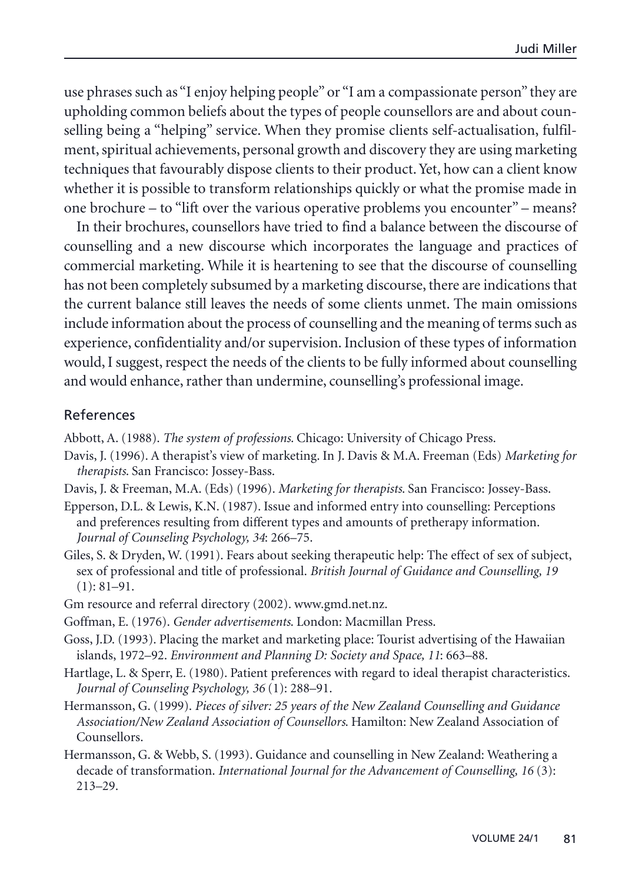use phrases such as "I enjoy helping people" or "I am a compassionate person" they are upholding common beliefs about the types of people counsellors are and about counselling being a "helping" service. When they promise clients self-actualisation, fulfilment, spiritual achievements, personal growth and discovery they are using marketing techniques that favourably dispose clients to their product. Yet, how can a client know whether it is possible to transform relationships quickly or what the promise made in one brochure – to "lift over the various operative problems you encounter" – means?

In their brochures, counsellors have tried to find a balance between the discourse of counselling and a new discourse which incorporates the language and practices of commercial marketing. While it is heartening to see that the discourse of counselling has not been completely subsumed by a marketing discourse, there are indications that the current balance still leaves the needs of some clients unmet. The main omissions include information about the process of counselling and the meaning of terms such as experience, confidentiality and/or supervision. Inclusion of these types of information would, I suggest, respect the needs of the clients to be fully informed about counselling and would enhance, rather than undermine, counselling's professional image.

## References

Abbott, A. (1988). *The system of professions*. Chicago: University of Chicago Press.

Davis, J. (1996). A therapist's view of marketing. In J. Davis & M.A. Freeman (Eds) *Marketing for therapists*. San Francisco: Jossey-Bass.

Davis, J. & Freeman, M.A. (Eds) (1996). *Marketing for therapists*. San Francisco: Jossey-Bass.

Epperson, D.L. & Lewis, K.N. (1987). Issue and informed entry into counselling: Perceptions and preferences resulting from different types and amounts of pretherapy information. *Journal of Counseling Psychology, 34*: 266–75.

Giles, S. & Dryden, W. (1991). Fears about seeking therapeutic help: The effect of sex of subject, sex of professional and title of professional. *British Journal of Guidance and Counselling, 19* (1): 81–91.

Gm resource and referral directory (2002). www.gmd.net.nz.

Goffman, E. (1976). *Gender advertisements*. London: Macmillan Press.

Goss, J.D. (1993). Placing the market and marketing place: Tourist advertising of the Hawaiian islands, 1972–92. *Environment and Planning D: Society and Space, 11*: 663–88.

Hartlage, L. & Sperr, E. (1980). Patient preferences with regard to ideal therapist characteristics. *Journal of Counseling Psychology, 36* (1): 288–91.

Hermansson, G. (1999). *Pieces of silver: 25 years of the New Zealand Counselling and Guidance Association/New Zealand Association of Counsellors*. Hamilton: New Zealand Association of Counsellors.

Hermansson, G. & Webb, S. (1993). Guidance and counselling in New Zealand: Weathering a decade of transformation. *International Journal for the Advancement of Counselling, 16* (3): 213–29.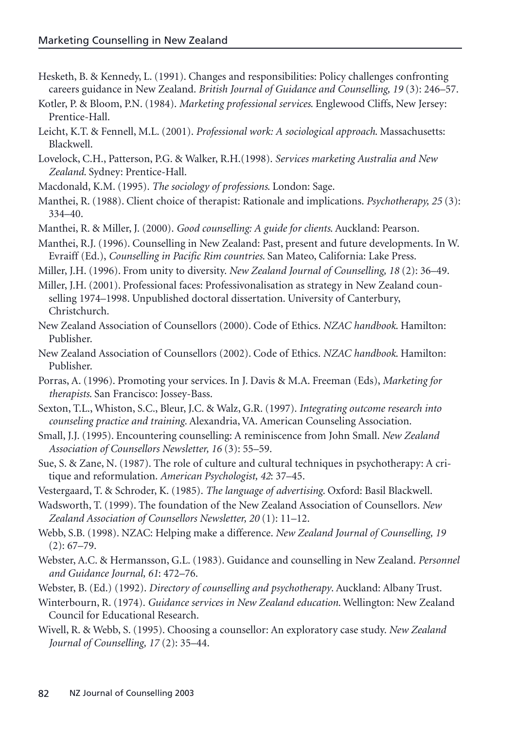Hesketh, B. & Kennedy, L. (1991). Changes and responsibilities: Policy challenges confronting careers guidance in New Zealand. *British Journal of Guidance and Counselling, 19* (3): 246–57.

Kotler, P. & Bloom, P.N. (1984). *Marketing professional services.* Englewood Cliffs, New Jersey: Prentice-Hall.

Leicht, K.T. & Fennell, M.L. (2001). *Professional work: A sociological approach.* Massachusetts: Blackwell.

Lovelock, C.H., Patterson, P.G. & Walker, R.H.(1998). *Services marketing Australia and New Zealand.* Sydney: Prentice-Hall.

Macdonald, K.M. (1995). *The sociology of professions.* London: Sage.

Manthei, R. (1988). Client choice of therapist: Rationale and implications. *Psychotherapy, 25* (3): 334–40.

Manthei, R. & Miller, J. (2000). *Good counselling: A guide for clients.* Auckland: Pearson.

Manthei, R.J. (1996). Counselling in New Zealand: Past, present and future developments. In W. Evraiff (Ed.), *Counselling in Pacific Rim countries.* San Mateo, California: Lake Press.

Miller, J.H. (1996). From unity to diversity. *New Zealand Journal of Counselling, 18* (2): 36–49.

Miller, J.H. (2001). Professional faces: Professivonalisation as strategy in New Zealand counselling 1974–1998. Unpublished doctoral dissertation. University of Canterbury, Christchurch.

New Zealand Association of Counsellors (2000). Code of Ethics. *NZAC handbook.* Hamilton: Publisher.

New Zealand Association of Counsellors (2002). Code of Ethics. *NZAC handbook.* Hamilton: Publisher.

Porras, A. (1996). Promoting your services. In J. Davis & M.A. Freeman (Eds), *Marketing for therapists.* San Francisco: Jossey-Bass.

Sexton, T.L., Whiston, S.C., Bleur, J.C. & Walz, G.R. (1997). *Integrating outcome research into counseling practice and training.* Alexandria, VA. American Counseling Association.

Small, J.J. (1995). Encountering counselling: A reminiscence from John Small. *New Zealand Association of Counsellors Newsletter, 16* (3): 55–59.

Sue, S. & Zane, N. (1987). The role of culture and cultural techniques in psychotherapy: A critique and reformulation. *American Psychologist, 42*: 37–45.

Vestergaard, T. & Schroder, K. (1985). *The language of advertising.* Oxford: Basil Blackwell.

Wadsworth, T. (1999). The foundation of the New Zealand Association of Counsellors. *New Zealand Association of Counsellors Newsletter, 20* (1): 11–12.

Webb, S.B. (1998). NZAC: Helping make a difference. *New Zealand Journal of Counselling, 19* (2): 67–79.

Webster, A.C. & Hermansson, G.L. (1983). Guidance and counselling in New Zealand. *Personnel and Guidance Journal, 61*: 472–76.

Webster, B. (Ed.) (1992). *Directory of counselling and psychotherapy*. Auckland: Albany Trust.

Winterbourn, R. (1974). *Guidance services in New Zealand education.* Wellington: New Zealand Council for Educational Research.

Wivell, R. & Webb, S. (1995). Choosing a counsellor: An exploratory case study. *New Zealand Journal of Counselling, 17* (2): 35–44.